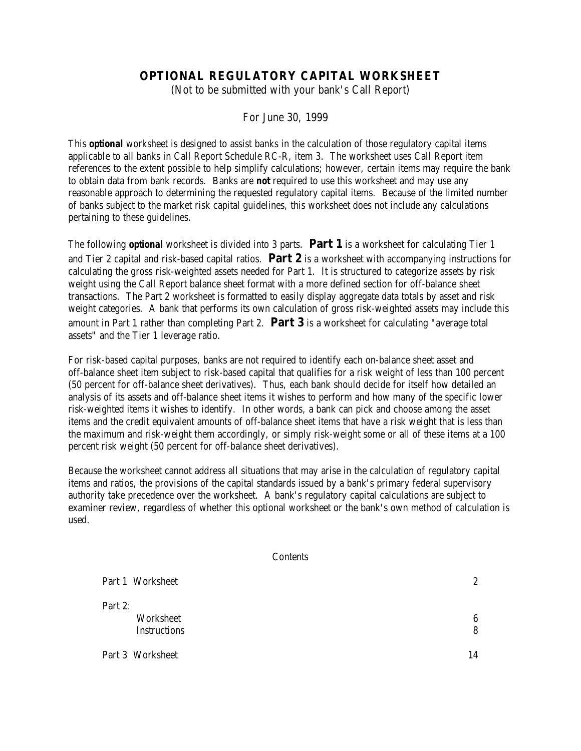# OPTIONAL REGULATORY CAPITAL WORKSHEET

(Not to be submitted with your bank's Call Report)

For June 30, 1999

This ***optional*** worksheet is designed to assist banks in the calculation of those regulatory capital items applicable to all banks in Call Report Schedule RC-R, item 3. The worksheet uses Call Report item references to the extent possible to help simplify calculations; however, certain items may require the bank to obtain data from bank records. Banks are ***not*** required to use this worksheet and may use any reasonable approach to determining the requested regulatory capital items. Because of the limited number of banks subject to the market risk capital guidelines, this worksheet does not include any calculations pertaining to these guidelines.

The following ***optional*** worksheet is divided into 3 parts. **Part 1** is a worksheet for calculating Tier 1 and Tier 2 capital and risk-based capital ratios. **Part 2** is a worksheet with accompanying instructions for calculating the gross risk-weighted assets needed for Part 1. It is structured to categorize assets by risk weight using the Call Report balance sheet format with a more defined section for off-balance sheet transactions. The Part 2 worksheet is formatted to easily display aggregate data totals by asset and risk weight categories. A bank that performs its own calculation of gross risk-weighted assets may include this amount in Part 1 rather than completing Part 2. **Part 3** is a worksheet for calculating "average total assets" and the Tier 1 leverage ratio.

For risk-based capital purposes, banks are not required to identify each on-balance sheet asset and off-balance sheet item subject to risk-based capital that qualifies for a risk weight of less than 100 percent (50 percent for off-balance sheet derivatives). Thus, each bank should decide for itself how detailed an analysis of its assets and off-balance sheet items it wishes to perform and how many of the specific lower risk-weighted items it wishes to identify. In other words, a bank can pick and choose among the asset items and the credit equivalent amounts of off-balance sheet items that have a risk weight that is less than the maximum and risk-weight them accordingly, or simply risk-weight some or all of these items at a 100 percent risk weight (50 percent for off-balance sheet derivatives).

Because the worksheet cannot address all situations that may arise in the calculation of regulatory capital items and ratios, the provisions of the capital standards issued by a bank's primary federal supervisory authority take precedence over the worksheet. A bank's regulatory capital calculations are subject to examiner review, regardless of whether this optional worksheet or the bank's own method of calculation is used.

Contents

| | |
|---|---|
| Part 1 Worksheet | 2 |
| Part 2: | |
| Worksheet | 6 |
| Instructions | 8 |
| Part 3 Worksheet | 14 |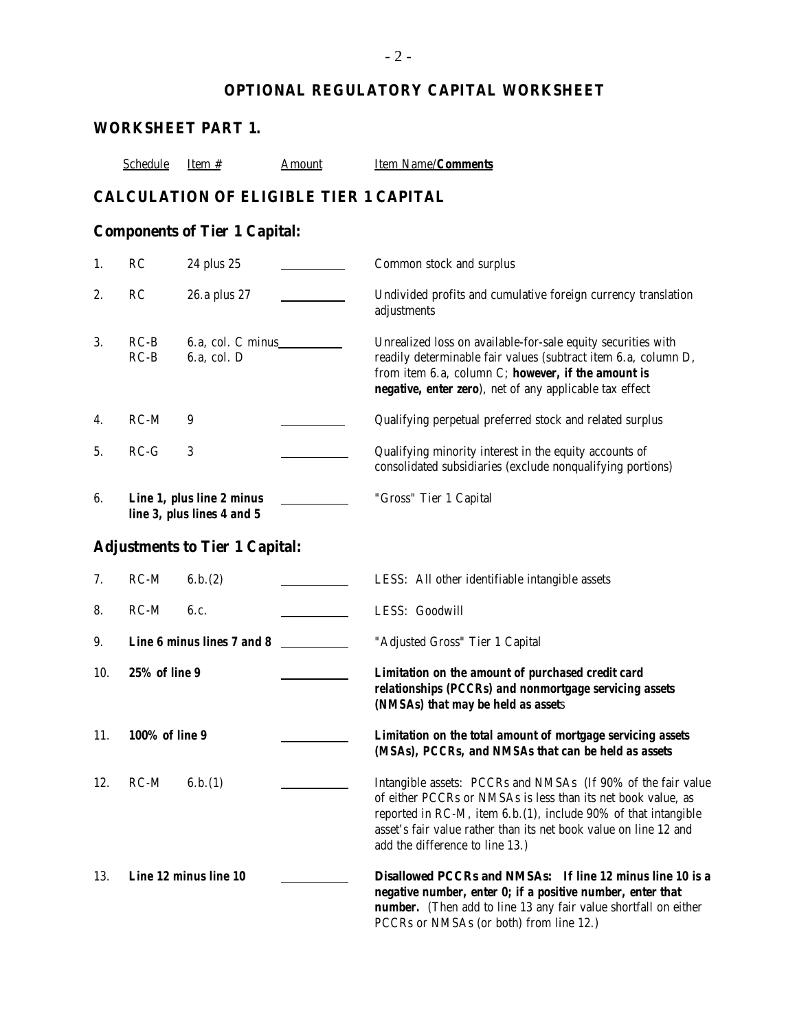# OPTIONAL REGULATORY CAPITAL WORKSHEET

## WORKSHEET PART 1.

### CALCULATION OF ELIGIBLE TIER 1 CAPITAL

|  | Schedule | Item # | Amount | Item Name/**Comments** |
|---|---|---|---|---|
| **Components of Tier 1 Capital:** | | | | |
| 1. | RC | 24 plus 25 | ________ | Common stock and surplus |
| 2. | RC | 26.a plus 27 | ________ | Undivided profits and cumulative foreign currency translation adjustments |
| 3. | RC-B<br>RC-B | 6.a, col. C minus<br>6.a, col. D | ________ | Unrealized loss on available-for-sale equity securities with readily determinable fair values (subtract item 6.a, column D, from item 6.a, column C; **however, if the amount is negative, enter zero**), net of any applicable tax effect |
| 4. | RC-M | 9 | ________ | Qualifying perpetual preferred stock and related surplus |
| 5. | RC-G | 3 | ________ | Qualifying minority interest in the equity accounts of consolidated subsidiaries (exclude nonqualifying portions) |
| 6. | **Line 1, plus line 2 minus line 3, plus lines 4 and 5** | | ________ | "Gross" Tier 1 Capital |
| **Adjustments to Tier 1 Capital:** | | | | |
| 7. | RC-M | 6.b.(2) | ________ | LESS: All other identifiable intangible assets |
| 8. | RC-M | 6.c. | ________ | LESS: Goodwill |
| 9. | **Line 6 minus lines 7 and 8** | | ________ | "Adjusted Gross" Tier 1 Capital |
| 10. | **25% of line 9** | | ________ | **Limitation on the amount of purchased credit card relationships (PCCRs) and nonmortgage servicing assets (NMSAs) that may be held as assets** |
| 11. | **100% of line 9** | | ________ | **Limitation on the total amount of mortgage servicing assets (MSAs), PCCRs, and NMSAs that can be held as assets** |
| 12. | RC-M | 6.b.(1) | ________ | Intangible assets: PCCRs and NMSAs (If 90% of the fair value of either PCCRs or NMSAs is less than its net book value, as reported in RC-M, item 6.b.(1), include 90% of that intangible asset's fair value rather than its net book value on line 12 and add the difference to line 13.) |
| 13. | **Line 12 minus line 10** | | ________ | **Disallowed PCCRs and NMSAs: If line 12 minus line 10 is a negative number, enter 0; if a positive number, enter that number.** (Then add to line 13 any fair value shortfall on either PCCRs or NMSAs (or both) from line 12.) |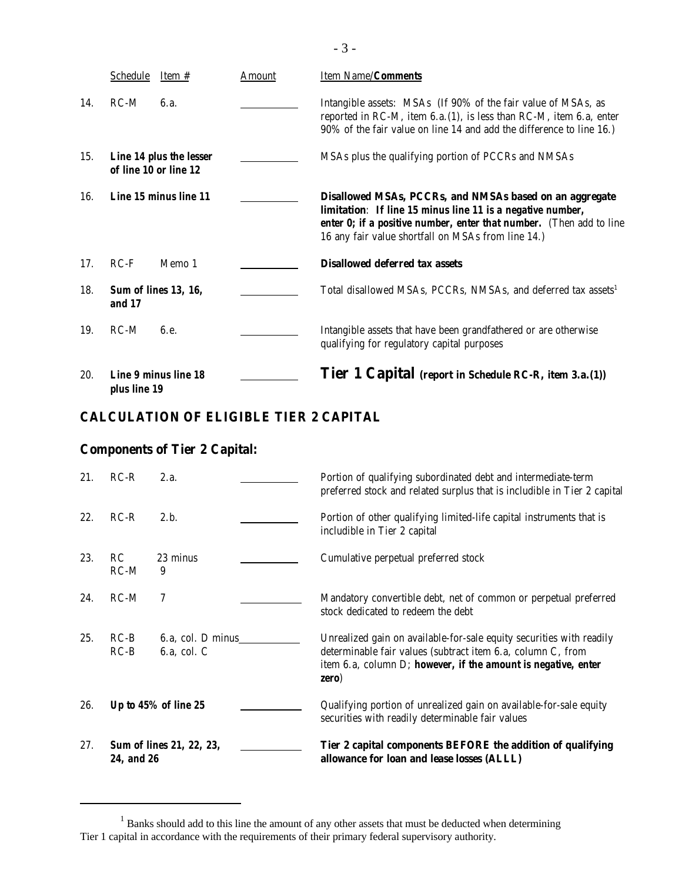|  | Schedule | Item # | Amount | Item Name/**Comments** |
|---|---|---|---|---|
| 14. | RC-M | 6.a. | | Intangible assets: MSAs (If 90% of the fair value of MSAs, as reported in RC-M, item 6.a.(1), is less than RC-M, item 6.a, enter 90% of the fair value on line 14 and add the difference to line 16.) |
| 15. | **Line 14 plus the lesser of line 10 or line 12** | | | MSAs plus the qualifying portion of PCCRs and NMSAs |
| 16. | **Line 15 minus line 11** | | | **Disallowed MSAs, PCCRs, and NMSAs based on an aggregate limitation**: **If line 15 minus line 11 is a negative number, enter 0; if a positive number, enter that number.** (Then add to line 16 any fair value shortfall on MSAs from line 14.) |
| 17. | RC-F | Memo 1 | | **Disallowed deferred tax assets** |
| 18. | **Sum of lines 13, 16, and 17** | | | Total disallowed MSAs, PCCRs, NMSAs, and deferred tax assets[1] |
| 19. | RC-M | 6.e. | | Intangible assets that have been grandfathered or are otherwise qualifying for regulatory capital purposes |
| 20. | **Line 9 minus line 18 plus line 19** | | | **Tier 1 Capital (report in Schedule RC-R, item 3.a.(1))** |

## CALCULATION OF ELIGIBLE TIER 2 CAPITAL

### Components of Tier 2 Capital:

|  | Schedule | Item # | Amount | Item Name/**Comments** |
|---|---|---|---|---|
| 21. | RC-R | 2.a. | | Portion of qualifying subordinated debt and intermediate-term preferred stock and related surplus that is includible in Tier 2 capital |
| 22. | RC-R | 2.b. | | Portion of other qualifying limited-life capital instruments that is includible in Tier 2 capital |
| 23. | RC<br>RC-M | 23 minus<br>9 | | Cumulative perpetual preferred stock |
| 24. | RC-M | 7 | | Mandatory convertible debt, net of common or perpetual preferred stock dedicated to redeem the debt |
| 25. | RC-B<br>RC-B | 6.a, col. D minus<br>6.a, col. C | | Unrealized gain on available-for-sale equity securities with readily determinable fair values (subtract item 6.a, column C, from item 6.a, column D; **however, if the amount is negative, enter zero**) |
| 26. | **Up to 45% of line 25** | | | Qualifying portion of unrealized gain on available-for-sale equity securities with readily determinable fair values |
| 27. | **Sum of lines 21, 22, 23, 24, and 26** | | | **Tier 2 capital components BEFORE the addition of qualifying allowance for loan and lease losses (ALLL)** |

[1] Banks should add to this line the amount of any other assets that must be deducted when determining Tier 1 capital in accordance with the requirements of their primary federal supervisory authority.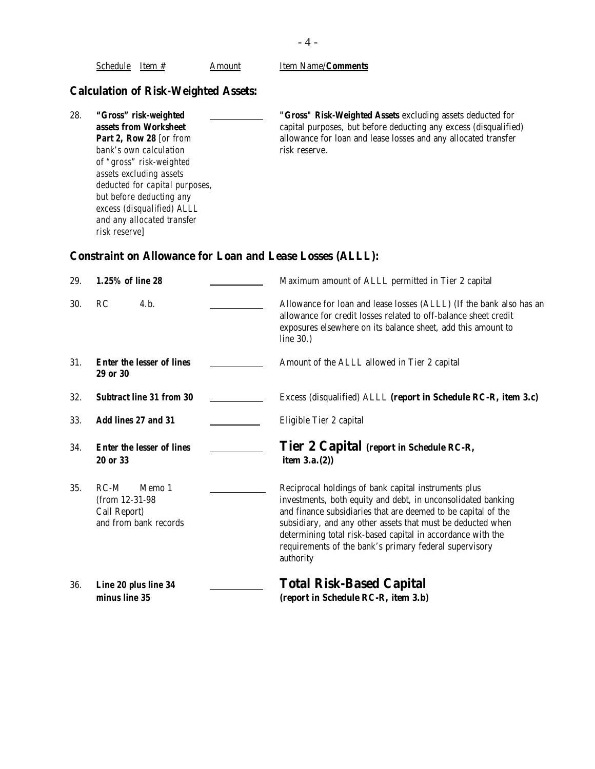| Schedule | Item # | Amount | Item Name/**Comments** |
|---|---|---|---|

## Calculation of Risk-Weighted Assets:

| # | Schedule / Item # | Amount | Item Name/**Comments** |
|---|---|---|---|
| 28. | **"Gross" risk-weighted assets from Worksheet Part 2, Row 28** *[or from bank's own calculation of "gross" risk-weighted assets excluding assets deducted for capital purposes, but before deducting any excess (disqualified) ALLL and any allocated transfer risk reserve]* | ________ | "**Gross**" **Risk-Weighted Assets** excluding assets deducted for capital purposes, but before deducting any excess (disqualified) allowance for loan and lease losses and any allocated transfer risk reserve. |

## Constraint on Allowance for Loan and Lease Losses (ALLL):

| # | Schedule / Item # | Amount | Item Name/**Comments** |
|---|---|---|---|
| 29. | **1.25% of line 28** | ________ | Maximum amount of ALLL permitted in Tier 2 capital |
| 30. | RC 4.b. | ________ | Allowance for loan and lease losses (ALLL) (If the bank also has an allowance for credit losses related to off-balance sheet credit exposures elsewhere on its balance sheet, add this amount to line 30.) |
| 31. | **Enter the lesser of lines 29 or 30** | ________ | Amount of the ALLL allowed in Tier 2 capital |
| 32. | **Subtract line 31 from 30** | ________ | Excess (disqualified) ALLL **(report in Schedule RC-R, item 3.c)** |
| 33. | **Add lines 27 and 31** | ________ | Eligible Tier 2 capital |
| 34. | **Enter the lesser of lines 20 or 33** | ________ | **Tier 2 Capital (report in Schedule RC-R, item 3.a.(2))** |
| 35. | RC-M Memo 1 (from 12-31-98 Call Report) and from bank records | ________ | Reciprocal holdings of bank capital instruments plus investments, both equity and debt, in unconsolidated banking and finance subsidiaries that are deemed to be capital of the subsidiary, and any other assets that must be deducted when determining total risk-based capital in accordance with the requirements of the bank's primary federal supervisory authority |
| 36. | **Line 20 plus line 34 minus line 35** | ________ | **Total Risk-Based Capital (report in Schedule RC-R, item 3.b)** |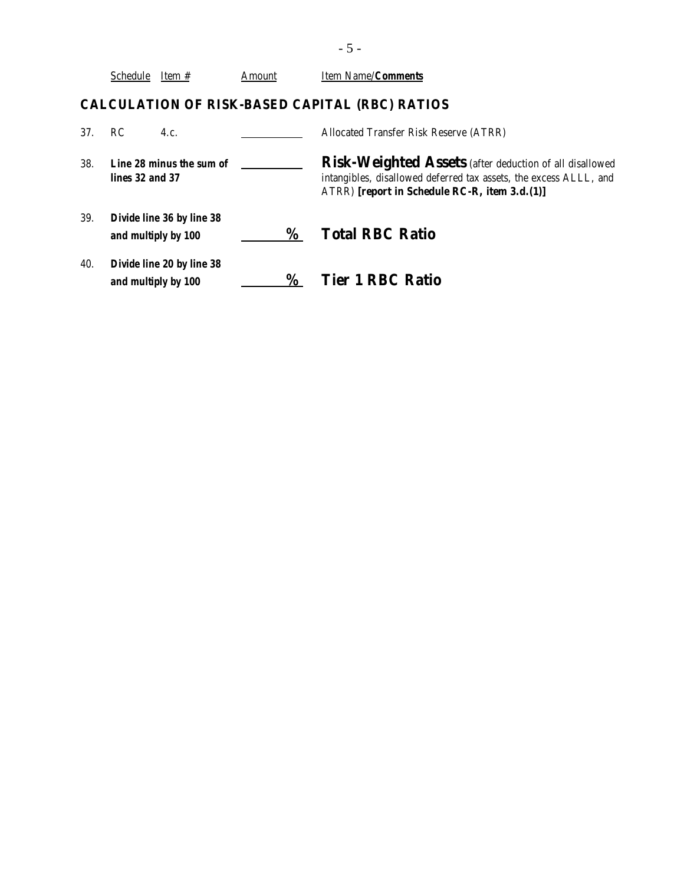| | Schedule | Item # | Amount | Item Name/**Comments** |
|---|---|---|---|---|
| | | | | |

## CALCULATION OF RISK-BASED CAPITAL (RBC) RATIOS

| | Schedule | Item # | Amount | Item Name/**Comments** |
|---|---|---|---|---|
| 37. | RC | 4.c. | \_\_\_\_\_\_\_\_\_\_ | Allocated Transfer Risk Reserve (ATRR) |
| 38. | **Line 28 minus the sum of lines 32 and 37** | | \_\_\_\_\_\_\_\_\_\_ | **Risk-Weighted Assets** (after deduction of all disallowed intangibles, disallowed deferred tax assets, the excess ALLL, and ATRR) **[report in Schedule RC-R, item 3.d.(1)]** |
| 39. | **Divide line 36 by line 38 and multiply by 100** | | \_\_\_\_\_\_\_\_ **%** | **Total RBC Ratio** |
| 40. | **Divide line 20 by line 38 and multiply by 100** | | \_\_\_\_\_\_\_\_ **%** | **Tier 1 RBC Ratio** |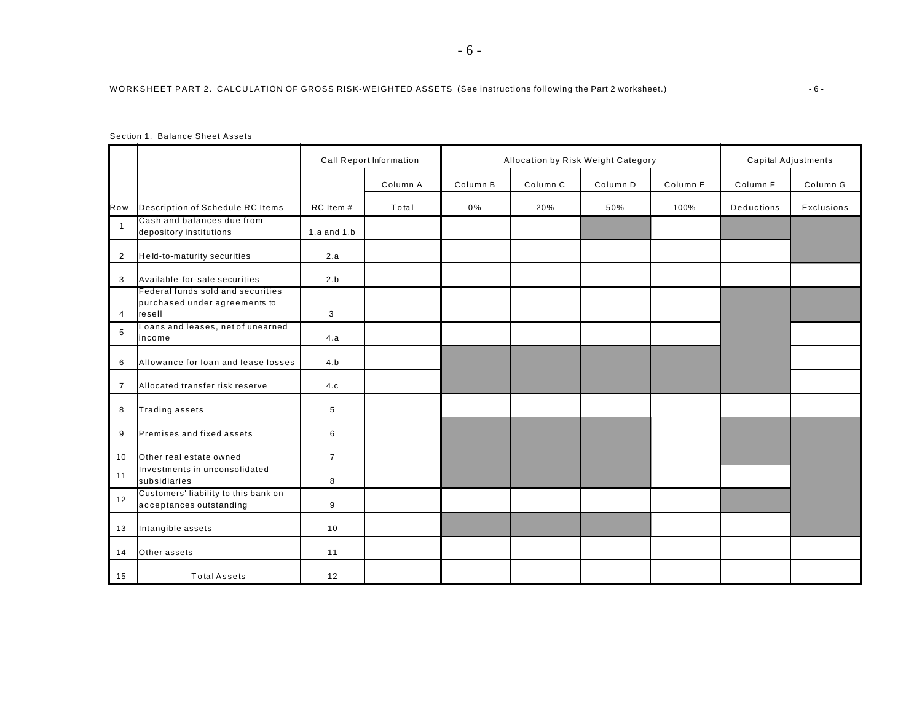WORKSHEET PART 2. CALCULATION OF GROSS RISK-WEIGHTED ASSETS (See instructions following the Part 2 worksheet.)

Section 1. Balance Sheet Assets

| | | Call Report Information | | Allocation by Risk Weight Category | | | | Capital Adjustments | |
|---|---|---|---|---|---|---|---|---|---|
| | | | Column A | Column B | Column C | Column D | Column E | Column F | Column G |
| Row | Description of Schedule RC Items | RC Item # | Total | 0% | 20% | 50% | 100% | Deductions | Exclusions |
| 1 | Cash and balances due from depository institutions | 1.a and 1.b | | | | | | | |
| 2 | Held-to-maturity securities | 2.a | | | | | | | |
| 3 | Available-for-sale securities | 2.b | | | | | | | |
| 4 | Federal funds sold and securities purchased under agreements to resell | 3 | | | | | | | |
| 5 | Loans and leases, net of unearned income | 4.a | | | | | | | |
| 6 | Allowance for loan and lease losses | 4.b | | | | | | | |
| 7 | Allocated transfer risk reserve | 4.c | | | | | | | |
| 8 | Trading assets | 5 | | | | | | | |
| 9 | Premises and fixed assets | 6 | | | | | | | |
| 10 | Other real estate owned | 7 | | | | | | | |
| 11 | Investments in unconsolidated subsidiaries | 8 | | | | | | | |
| 12 | Customers' liability to this bank on acceptances outstanding | 9 | | | | | | | |
| 13 | Intangible assets | 10 | | | | | | | |
| 14 | Other assets | 11 | | | | | | | |
| 15 | Total Assets | 12 | | | | | | | |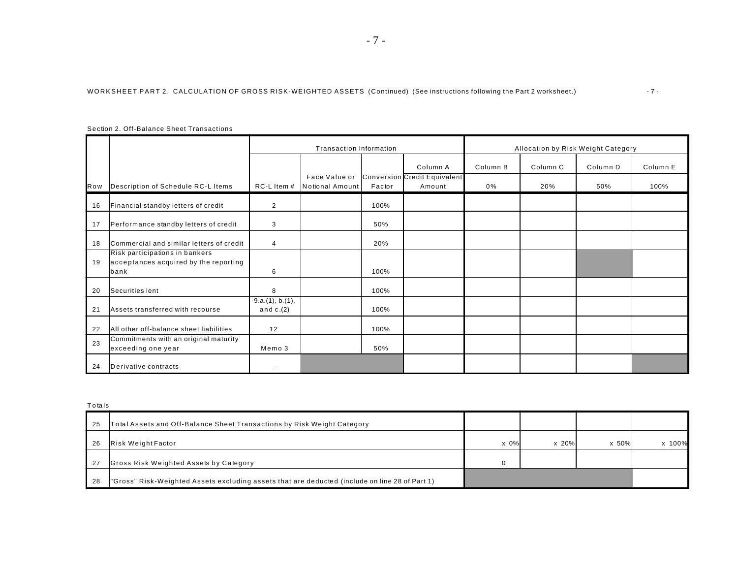WORKSHEET PART 2. CALCULATION OF GROSS RISK-WEIGHTED ASSETS (Continued) (See instructions following the Part 2 worksheet.)

Section 2. Off-Balance Sheet Transactions

| | | Transaction Information | | | | Allocation by Risk Weight Category | | | |
|---|---|---|---|---|---|---|---|---|---|
| Row | Description of Schedule RC-L Items | RC-L Item # | Face Value or Notional Amount | Conversion Factor | Column A Credit Equivalent Amount | Column B 0% | Column C 20% | Column D 50% | Column E 100% |
| 16 | Financial standby letters of credit | 2 | | 100% | | | | | |
| 17 | Performance standby letters of credit | 3 | | 50% | | | | | |
| 18 | Commercial and similar letters of credit | 4 | | 20% | | | | | |
| 19 | Risk participations in bankers acceptances acquired by the reporting bank | 6 | | 100% | | | | | |
| 20 | Securities lent | 8 | | 100% | | | | | |
| 21 | Assets transferred with recourse | 9.a.(1), b.(1), and c.(2) | | 100% | | | | | |
| 22 | All other off-balance sheet liabilities | 12 | | 100% | | | | | |
| 23 | Commitments with an original maturity exceeding one year | Memo 3 | | 50% | | | | | |
| 24 | Derivative contracts | - | | | | | | | |

Totals

| Row | Description | Column B | Column C | Column D | Column E |
|---|---|---|---|---|---|
| 25 | Total Assets and Off-Balance Sheet Transactions by Risk Weight Category | | | | |
| 26 | Risk Weight Factor | x 0% | x 20% | x 50% | x 100% |
| 27 | Gross Risk Weighted Assets by Category | 0 | | | |
| 28 | "Gross" Risk-Weighted Assets excluding assets that are deducted (include on line 28 of Part 1) | | | | |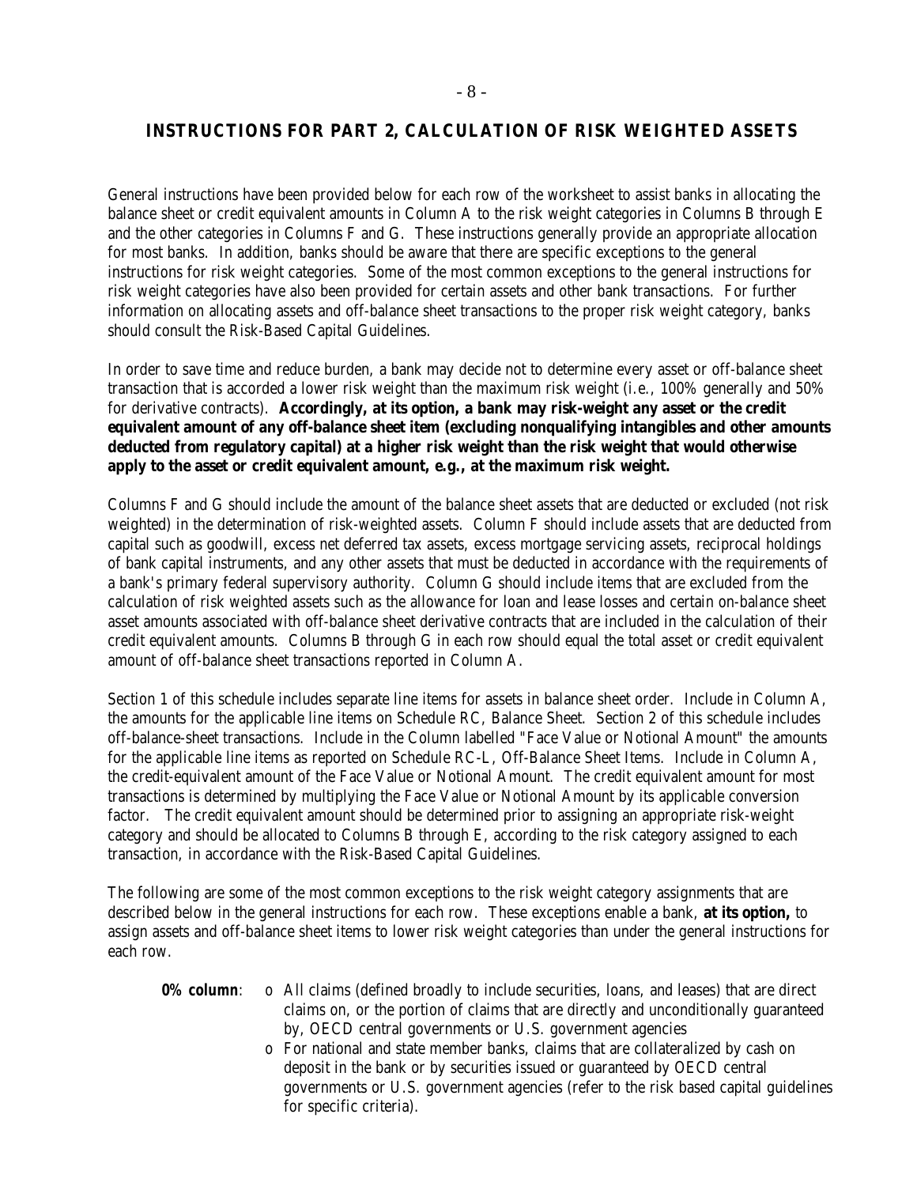## INSTRUCTIONS FOR PART 2, CALCULATION OF RISK WEIGHTED ASSETS

General instructions have been provided below for each row of the worksheet to assist banks in allocating the balance sheet or credit equivalent amounts in Column A to the risk weight categories in Columns B through E and the other categories in Columns F and G. These instructions generally provide an appropriate allocation for most banks. In addition, banks should be aware that there are specific exceptions to the general instructions for risk weight categories. Some of the most common exceptions to the general instructions for risk weight categories have also been provided for certain assets and other bank transactions. For further information on allocating assets and off-balance sheet transactions to the proper risk weight category, banks should consult the Risk-Based Capital Guidelines.

In order to save time and reduce burden, a bank may decide not to determine every asset or off-balance sheet transaction that is accorded a lower risk weight than the maximum risk weight (i.e., 100% generally and 50% for derivative contracts). **Accordingly, at its option, a bank may risk-weight any asset or the credit equivalent amount of any off-balance sheet item (excluding nonqualifying intangibles and other amounts deducted from regulatory capital) at a higher risk weight than the risk weight that would otherwise apply to the asset or credit equivalent amount, e.g., at the maximum risk weight.**

Columns F and G should include the amount of the balance sheet assets that are deducted or excluded (not risk weighted) in the determination of risk-weighted assets. Column F should include assets that are deducted from capital such as goodwill, excess net deferred tax assets, excess mortgage servicing assets, reciprocal holdings of bank capital instruments, and any other assets that must be deducted in accordance with the requirements of a bank's primary federal supervisory authority. Column G should include items that are excluded from the calculation of risk weighted assets such as the allowance for loan and lease losses and certain on-balance sheet asset amounts associated with off-balance sheet derivative contracts that are included in the calculation of their credit equivalent amounts. Columns B through G in each row should equal the total asset or credit equivalent amount of off-balance sheet transactions reported in Column A.

Section 1 of this schedule includes separate line items for assets in balance sheet order. Include in Column A, the amounts for the applicable line items on Schedule RC, Balance Sheet. Section 2 of this schedule includes off-balance-sheet transactions. Include in the Column labelled "Face Value or Notional Amount" the amounts for the applicable line items as reported on Schedule RC-L, Off-Balance Sheet Items. Include in Column A, the credit-equivalent amount of the Face Value or Notional Amount. The credit equivalent amount for most transactions is determined by multiplying the Face Value or Notional Amount by its applicable conversion factor. The credit equivalent amount should be determined prior to assigning an appropriate risk-weight category and should be allocated to Columns B through E, according to the risk category assigned to each transaction, in accordance with the Risk-Based Capital Guidelines.

The following are some of the most common exceptions to the risk weight category assignments that are described below in the general instructions for each row. These exceptions enable a bank, **at its option,** to assign assets and off-balance sheet items to lower risk weight categories than under the general instructions for each row.

**0% column**:

- All claims (defined broadly to include securities, loans, and leases) that are direct claims on, or the portion of claims that are directly and unconditionally guaranteed by, OECD central governments or U.S. government agencies
- For national and state member banks, claims that are collateralized by cash on deposit in the bank or by securities issued or guaranteed by OECD central governments or U.S. government agencies (refer to the risk based capital guidelines for specific criteria).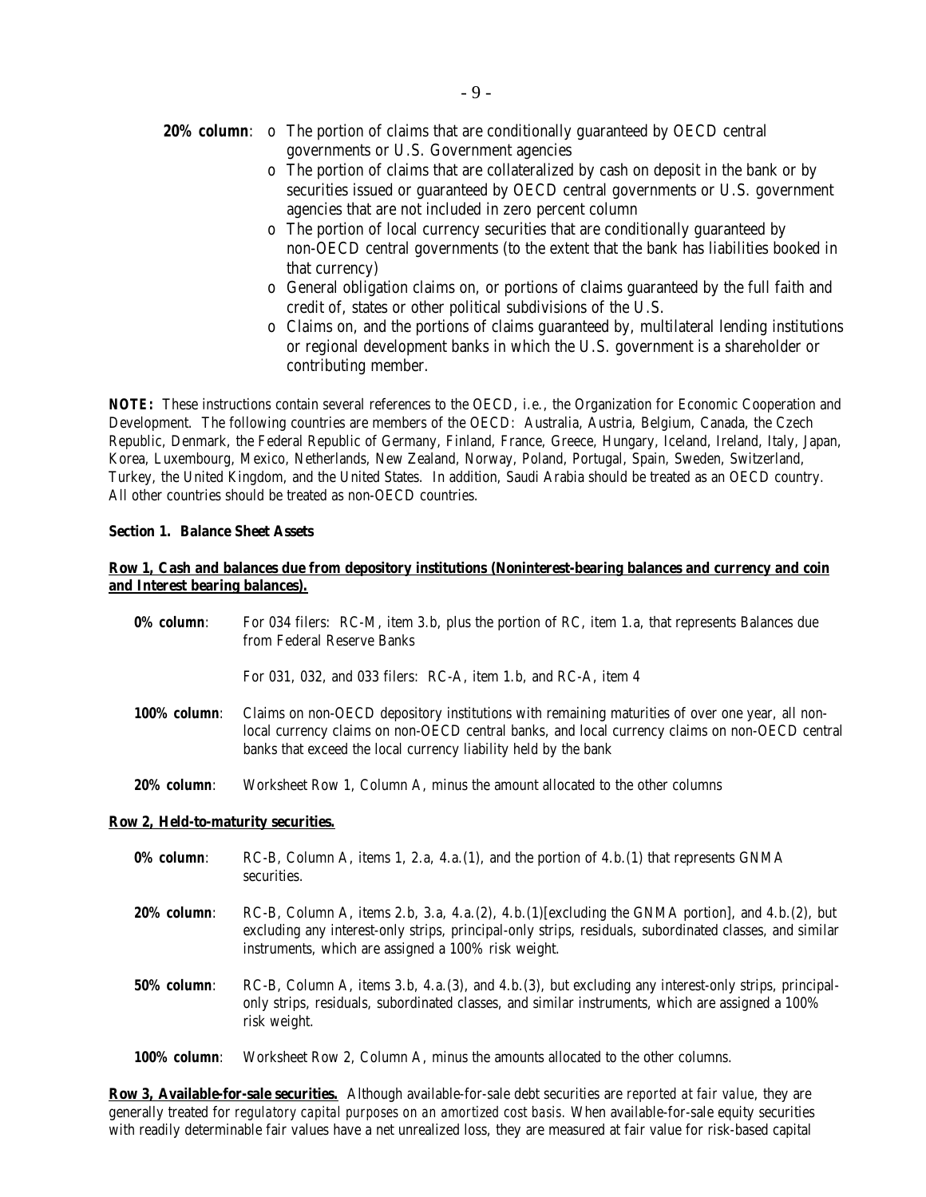**20% column**:

- The portion of claims that are conditionally guaranteed by OECD central governments or U.S. Government agencies
- The portion of claims that are collateralized by cash on deposit in the bank or by securities issued or guaranteed by OECD central governments or U.S. government agencies that are not included in zero percent column
- The portion of local currency securities that are conditionally guaranteed by non-OECD central governments (to the extent that the bank has liabilities booked in that currency)
- General obligation claims on, or portions of claims guaranteed by the full faith and credit of, states or other political subdivisions of the U.S.
- Claims on, and the portions of claims guaranteed by, multilateral lending institutions or regional development banks in which the U.S. government is a shareholder or contributing member.

**NOTE:** These instructions contain several references to the OECD, i.e., the Organization for Economic Cooperation and Development. The following countries are members of the OECD: Australia, Austria, Belgium, Canada, the Czech Republic, Denmark, the Federal Republic of Germany, Finland, France, Greece, Hungary, Iceland, Ireland, Italy, Japan, Korea, Luxembourg, Mexico, Netherlands, New Zealand, Norway, Poland, Portugal, Spain, Sweden, Switzerland, Turkey, the United Kingdom, and the United States. In addition, Saudi Arabia should be treated as an OECD country. All other countries should be treated as non-OECD countries.

**Section 1. Balance Sheet Assets**

**Row 1, Cash and balances due from depository institutions (Noninterest-bearing balances and currency and coin and Interest bearing balances).**

**0% column**: For 034 filers: RC-M, item 3.b, plus the portion of RC, item 1.a, that represents Balances due from Federal Reserve Banks

For 031, 032, and 033 filers: RC-A, item 1.b, and RC-A, item 4

**100% column**: Claims on non-OECD depository institutions with remaining maturities of over one year, all non-local currency claims on non-OECD central banks, and local currency claims on non-OECD central banks that exceed the local currency liability held by the bank

**20% column**: Worksheet Row 1, Column A, minus the amount allocated to the other columns

**Row 2, Held-to-maturity securities.**

**0% column**: RC-B, Column A, items 1, 2.a, 4.a.(1), and the portion of 4.b.(1) that represents GNMA securities.

**20% column**: RC-B, Column A, items 2.b, 3.a, 4.a.(2), 4.b.(1)[excluding the GNMA portion], and 4.b.(2), but excluding any interest-only strips, principal-only strips, residuals, subordinated classes, and similar instruments, which are assigned a 100% risk weight.

**50% column**: RC-B, Column A, items 3.b, 4.a.(3), and 4.b.(3), but excluding any interest-only strips, principal-only strips, residuals, subordinated classes, and similar instruments, which are assigned a 100% risk weight.

**100% column**: Worksheet Row 2, Column A, minus the amounts allocated to the other columns.

**Row 3, Available-for-sale securities.** Although available-for-sale debt securities are *reported at fair value*, they are generally treated for *regulatory capital purposes on an amortized cost basis.* When available-for-sale equity securities with readily determinable fair values have a net unrealized loss, they are measured at fair value for risk-based capital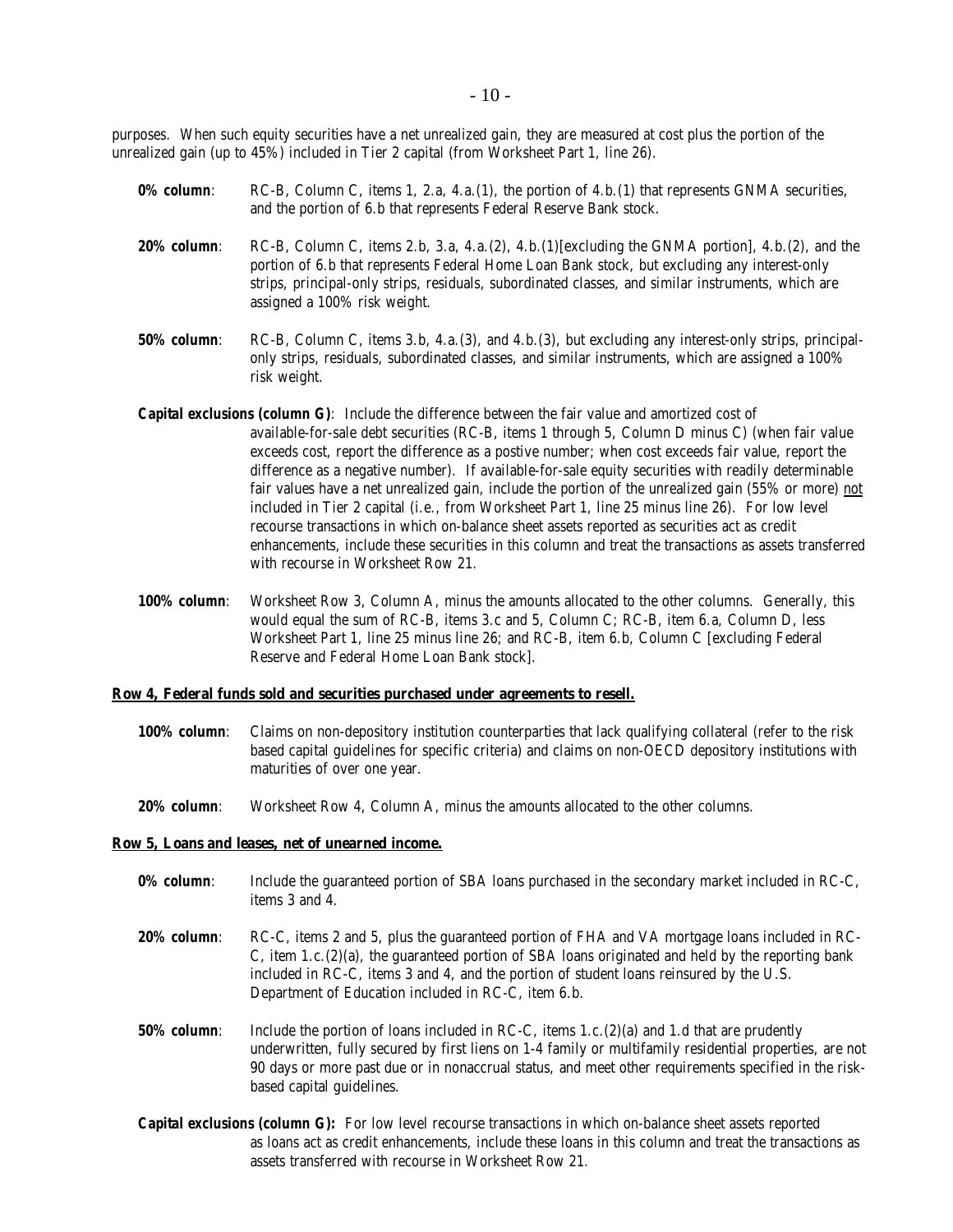purposes. When such equity securities have a net unrealized gain, they are measured at cost plus the portion of the unrealized gain (up to 45%) included in Tier 2 capital (from Worksheet Part 1, line 26).

**0% column**: RC-B, Column C, items 1, 2.a, 4.a.(1), the portion of 4.b.(1) that represents GNMA securities, and the portion of 6.b that represents Federal Reserve Bank stock.

**20% column**: RC-B, Column C, items 2.b, 3.a, 4.a.(2), 4.b.(1)[excluding the GNMA portion], 4.b.(2), and the portion of 6.b that represents Federal Home Loan Bank stock, but excluding any interest-only strips, principal-only strips, residuals, subordinated classes, and similar instruments, which are assigned a 100% risk weight.

**50% column**: RC-B, Column C, items 3.b, 4.a.(3), and 4.b.(3), but excluding any interest-only strips, principal-only strips, residuals, subordinated classes, and similar instruments, which are assigned a 100% risk weight.

**Capital exclusions (column G)**: Include the difference between the fair value and amortized cost of available-for-sale debt securities (RC-B, items 1 through 5, Column D minus C) (when fair value exceeds cost, report the difference as a postive number; when cost exceeds fair value, report the difference as a negative number). If available-for-sale equity securities with readily determinable fair values have a net unrealized gain, include the portion of the unrealized gain (55% or more) not included in Tier 2 capital (i.e., from Worksheet Part 1, line 25 minus line 26). For low level recourse transactions in which on-balance sheet assets reported as securities act as credit enhancements, include these securities in this column and treat the transactions as assets transferred with recourse in Worksheet Row 21.

**100% column**: Worksheet Row 3, Column A, minus the amounts allocated to the other columns. Generally, this would equal the sum of RC-B, items 3.c and 5, Column C; RC-B, item 6.a, Column D, less Worksheet Part 1, line 25 minus line 26; and RC-B, item 6.b, Column C [excluding Federal Reserve and Federal Home Loan Bank stock].

**Row 4, Federal funds sold and securities purchased under agreements to resell.**

**100% column**: Claims on non-depository institution counterparties that lack qualifying collateral (refer to the risk based capital guidelines for specific criteria) and claims on non-OECD depository institutions with maturities of over one year.

**20% column**: Worksheet Row 4, Column A, minus the amounts allocated to the other columns.

**Row 5, Loans and leases, net of unearned income.**

**0% column**: Include the guaranteed portion of SBA loans purchased in the secondary market included in RC-C, items 3 and 4.

**20% column**: RC-C, items 2 and 5, plus the guaranteed portion of FHA and VA mortgage loans included in RC-C, item 1.c.(2)(a), the guaranteed portion of SBA loans originated and held by the reporting bank included in RC-C, items 3 and 4, and the portion of student loans reinsured by the U.S. Department of Education included in RC-C, item 6.b.

**50% column**: Include the portion of loans included in RC-C, items 1.c.(2)(a) and 1.d that are prudently underwritten, fully secured by first liens on 1-4 family or multifamily residential properties, are not 90 days or more past due or in nonaccrual status, and meet other requirements specified in the risk-based capital guidelines.

**Capital exclusions (column G):** For low level recourse transactions in which on-balance sheet assets reported as loans act as credit enhancements, include these loans in this column and treat the transactions as assets transferred with recourse in Worksheet Row 21.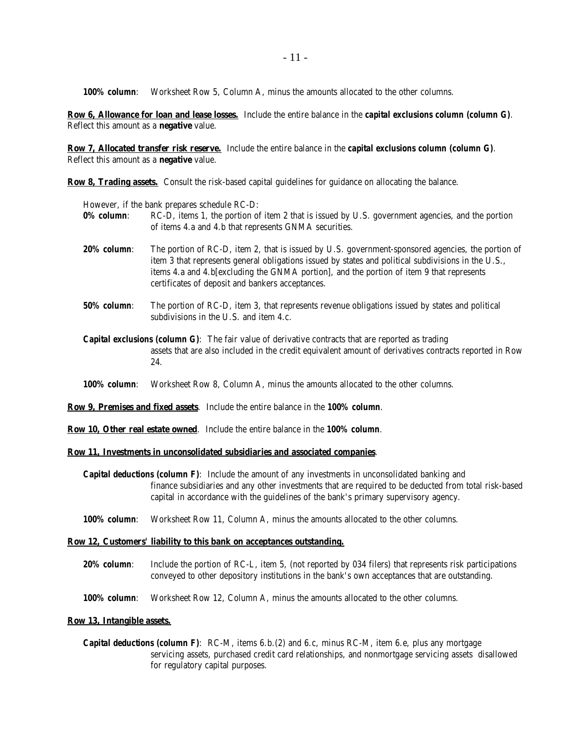**100% column**: Worksheet Row 5, Column A, minus the amounts allocated to the other columns.

**Row 6, Allowance for loan and lease losses.** Include the entire balance in the **capital exclusions column (column G)**. Reflect this amount as a **negative** value.

**Row 7, Allocated transfer risk reserve.** Include the entire balance in the **capital exclusions column (column G)**. Reflect this amount as a **negative** value.

**Row 8, Trading assets.** Consult the risk-based capital guidelines for guidance on allocating the balance.

However, if the bank prepares schedule RC-D:

**0% column**: RC-D, items 1, the portion of item 2 that is issued by U.S. government agencies, and the portion of items 4.a and 4.b that represents GNMA securities.

**20% column**: The portion of RC-D, item 2, that is issued by U.S. government-sponsored agencies, the portion of item 3 that represents general obligations issued by states and political subdivisions in the U.S., items 4.a and 4.b[excluding the GNMA portion], and the portion of item 9 that represents certificates of deposit and bankers acceptances.

**50% column**: The portion of RC-D, item 3, that represents revenue obligations issued by states and political subdivisions in the U.S. and item 4.c.

**Capital exclusions (column G)**: The fair value of derivative contracts that are reported as trading assets that are also included in the credit equivalent amount of derivatives contracts reported in Row 24.

**100% column**: Worksheet Row 8, Column A, minus the amounts allocated to the other columns.

**Row 9, Premises and fixed assets**. Include the entire balance in the **100% column**.

**Row 10, Other real estate owned**. Include the entire balance in the **100% column**.

**Row 11, Investments in unconsolidated subsidiaries and associated companies**.

**Capital deductions (column F)**: Include the amount of any investments in unconsolidated banking and finance subsidiaries and any other investments that are required to be deducted from total risk-based capital in accordance with the guidelines of the bank's primary supervisory agency.

**100% column**: Worksheet Row 11, Column A, minus the amounts allocated to the other columns.

**Row 12, Customers' liability to this bank on acceptances outstanding.**

**20% column**: Include the portion of RC-L, item 5, (not reported by 034 filers) that represents risk participations conveyed to other depository institutions in the bank's own acceptances that are outstanding.

**100% column**: Worksheet Row 12, Column A, minus the amounts allocated to the other columns.

**Row 13, Intangible assets.**

**Capital deductions (column F)**: RC-M, items 6.b.(2) and 6.c, minus RC-M, item 6.e, plus any mortgage servicing assets, purchased credit card relationships, and nonmortgage servicing assets disallowed for regulatory capital purposes.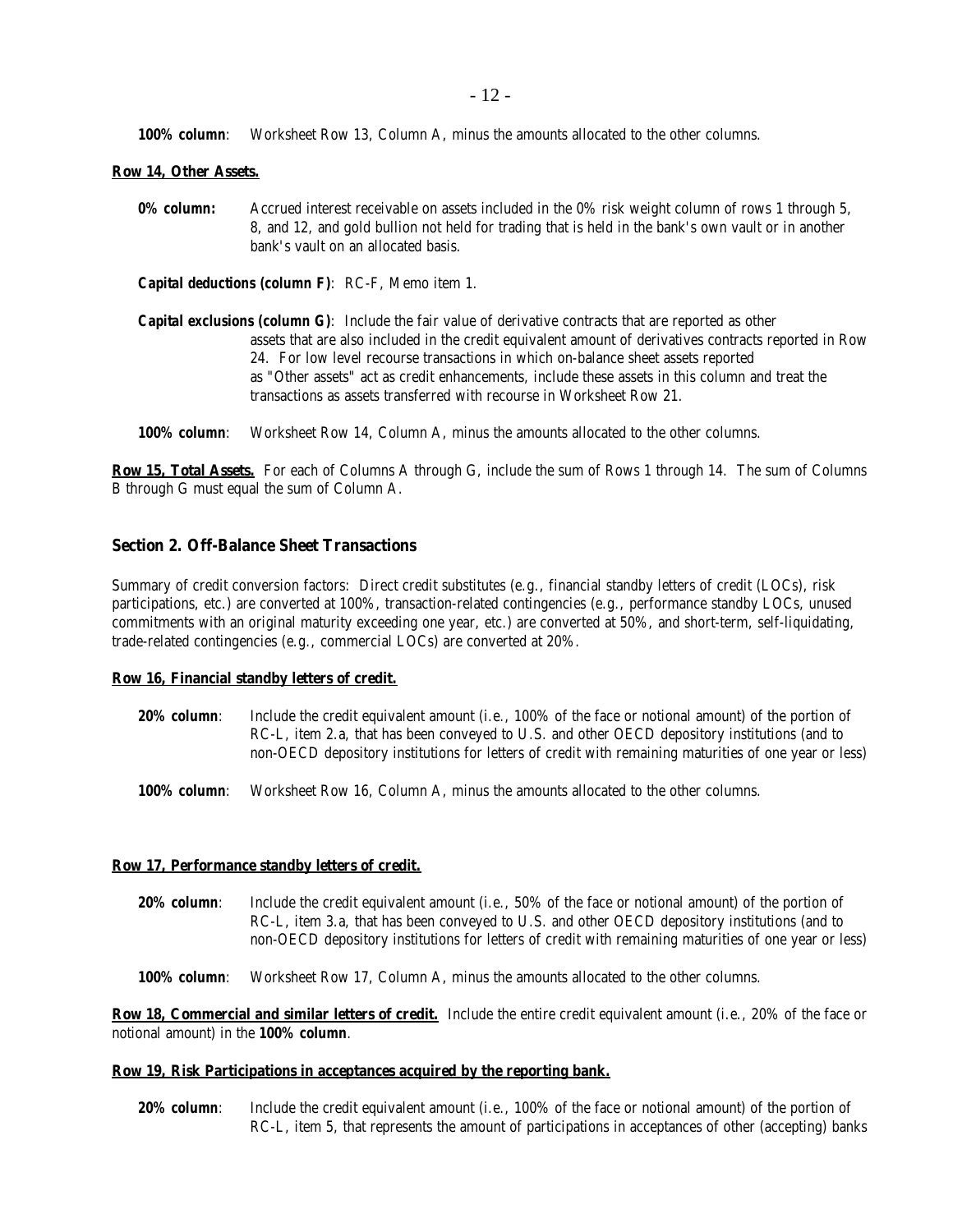**100% column**: Worksheet Row 13, Column A, minus the amounts allocated to the other columns.

**Row 14, Other Assets.**

**0% column:** Accrued interest receivable on assets included in the 0% risk weight column of rows 1 through 5, 8, and 12, and gold bullion not held for trading that is held in the bank's own vault or in another bank's vault on an allocated basis.

**Capital deductions (column F)**: RC-F, Memo item 1.

**Capital exclusions (column G)**: Include the fair value of derivative contracts that are reported as other assets that are also included in the credit equivalent amount of derivatives contracts reported in Row 24. For low level recourse transactions in which on-balance sheet assets reported as "Other assets" act as credit enhancements, include these assets in this column and treat the transactions as assets transferred with recourse in Worksheet Row 21.

**100% column**: Worksheet Row 14, Column A, minus the amounts allocated to the other columns.

**Row 15, Total Assets.** For each of Columns A through G, include the sum of Rows 1 through 14. The sum of Columns B through G must equal the sum of Column A.

## Section 2. Off-Balance Sheet Transactions

Summary of credit conversion factors: Direct credit substitutes (e.g., financial standby letters of credit (LOCs), risk participations, etc.) are converted at 100%, transaction-related contingencies (e.g., performance standby LOCs, unused commitments with an original maturity exceeding one year, etc.) are converted at 50%, and short-term, self-liquidating, trade-related contingencies (e.g., commercial LOCs) are converted at 20%.

**Row 16, Financial standby letters of credit.**

**20% column**: Include the credit equivalent amount (i.e., 100% of the face or notional amount) of the portion of RC-L, item 2.a, that has been conveyed to U.S. and other OECD depository institutions (and to non-OECD depository institutions for letters of credit with remaining maturities of one year or less)

**100% column**: Worksheet Row 16, Column A, minus the amounts allocated to the other columns.

**Row 17, Performance standby letters of credit.**

**20% column**: Include the credit equivalent amount (i.e., 50% of the face or notional amount) of the portion of RC-L, item 3.a, that has been conveyed to U.S. and other OECD depository institutions (and to non-OECD depository institutions for letters of credit with remaining maturities of one year or less)

**100% column**: Worksheet Row 17, Column A, minus the amounts allocated to the other columns.

**Row 18, Commercial and similar letters of credit.** Include the entire credit equivalent amount (i.e., 20% of the face or notional amount) in the **100% column**.

**Row 19, Risk Participations in acceptances acquired by the reporting bank.**

**20% column**: Include the credit equivalent amount (i.e., 100% of the face or notional amount) of the portion of RC-L, item 5, that represents the amount of participations in acceptances of other (accepting) banks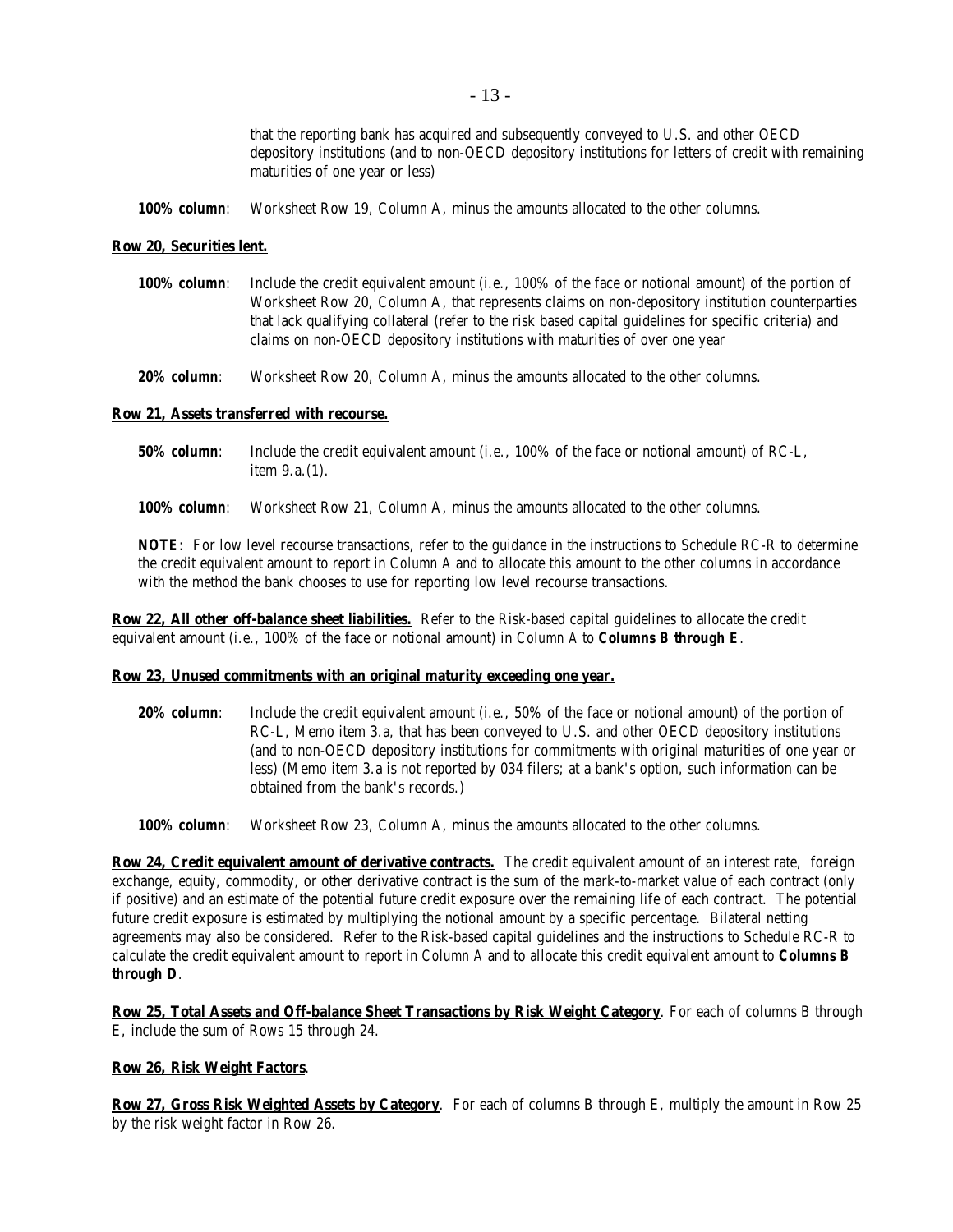that the reporting bank has acquired and subsequently conveyed to U.S. and other OECD depository institutions (and to non-OECD depository institutions for letters of credit with remaining maturities of one year or less)

**100% column**: Worksheet Row 19, Column A, minus the amounts allocated to the other columns.

**Row 20, Securities lent.**

**100% column**: Include the credit equivalent amount (i.e., 100% of the face or notional amount) of the portion of Worksheet Row 20, Column A, that represents claims on non-depository institution counterparties that lack qualifying collateral (refer to the risk based capital guidelines for specific criteria) and claims on non-OECD depository institutions with maturities of over one year

**20% column**: Worksheet Row 20, Column A, minus the amounts allocated to the other columns.

**Row 21, Assets transferred with recourse.**

**50% column**: Include the credit equivalent amount (i.e., 100% of the face or notional amount) of RC-L, item 9.a.(1).

**100% column**: Worksheet Row 21, Column A, minus the amounts allocated to the other columns.

**NOTE**: For low level recourse transactions, refer to the guidance in the instructions to Schedule RC-R to determine the credit equivalent amount to report in *Column A* and to allocate this amount to the other columns in accordance with the method the bank chooses to use for reporting low level recourse transactions.

**Row 22, All other off-balance sheet liabilities.** Refer to the Risk-based capital guidelines to allocate the credit equivalent amount (i.e., 100% of the face or notional amount) in *Column A* to **Columns B through E**.

**Row 23, Unused commitments with an original maturity exceeding one year.**

**20% column**: Include the credit equivalent amount (i.e., 50% of the face or notional amount) of the portion of RC-L, Memo item 3.a, that has been conveyed to U.S. and other OECD depository institutions (and to non-OECD depository institutions for commitments with original maturities of one year or less) (Memo item 3.a is not reported by 034 filers; at a bank's option, such information can be obtained from the bank's records.)

**100% column**: Worksheet Row 23, Column A, minus the amounts allocated to the other columns.

**Row 24, Credit equivalent amount of derivative contracts.** The credit equivalent amount of an interest rate, foreign exchange, equity, commodity, or other derivative contract is the sum of the mark-to-market value of each contract (only if positive) and an estimate of the potential future credit exposure over the remaining life of each contract. The potential future credit exposure is estimated by multiplying the notional amount by a specific percentage. Bilateral netting agreements may also be considered. Refer to the Risk-based capital guidelines and the instructions to Schedule RC-R to calculate the credit equivalent amount to report in *Column A* and to allocate this credit equivalent amount to **Columns B through D**.

**Row 25, Total Assets and Off-balance Sheet Transactions by Risk Weight Category**. For each of columns B through E, include the sum of Rows 15 through 24.

**Row 26, Risk Weight Factors**.

**Row 27, Gross Risk Weighted Assets by Category**. For each of columns B through E, multiply the amount in Row 25 by the risk weight factor in Row 26.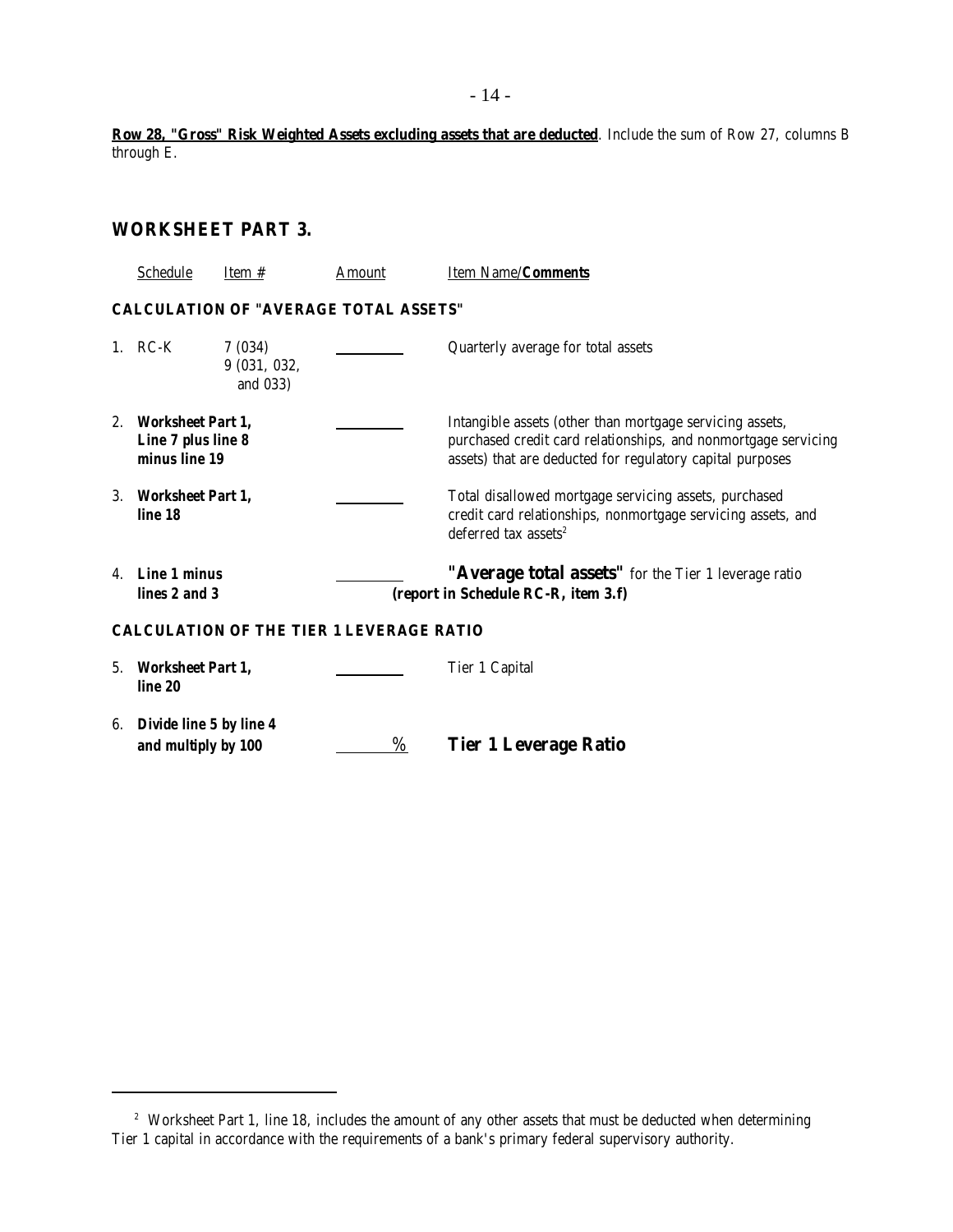**Row 28, "Gross" Risk Weighted Assets excluding assets that are deducted**. Include the sum of Row 27, columns B through E.

## WORKSHEET PART 3.

| | Schedule | Item # | Amount | Item Name/**Comments** |
|---|---|---|---|---|
| | **CALCULATION OF "AVERAGE TOTAL ASSETS"** | | | |
| 1. | RC-K | 7 (034)<br>9 (031, 032, and 033) | ________ | Quarterly average for total assets |
| 2. | **Worksheet Part 1, Line 7 plus line 8 minus line 19** | | ________ | Intangible assets (other than mortgage servicing assets, purchased credit card relationships, and nonmortgage servicing assets) that are deducted for regulatory capital purposes |
| 3. | **Worksheet Part 1, line 18** | | ________ | Total disallowed mortgage servicing assets, purchased credit card relationships, nonmortgage servicing assets, and deferred tax assets[2] |
| 4. | **Line 1 minus lines 2 and 3** | | ________ | **"Average total assets"** for the Tier 1 leverage ratio **(report in Schedule RC-R, item 3.f)** |
| | **CALCULATION OF THE TIER 1 LEVERAGE RATIO** | | | |
| 5. | **Worksheet Part 1, line 20** | | ________ | Tier 1 Capital |
| 6. | **Divide line 5 by line 4 and multiply by 100** | | ________ % | **Tier 1 Leverage Ratio** |

[2] Worksheet Part 1, line 18, includes the amount of any other assets that must be deducted when determining Tier 1 capital in accordance with the requirements of a bank's primary federal supervisory authority.